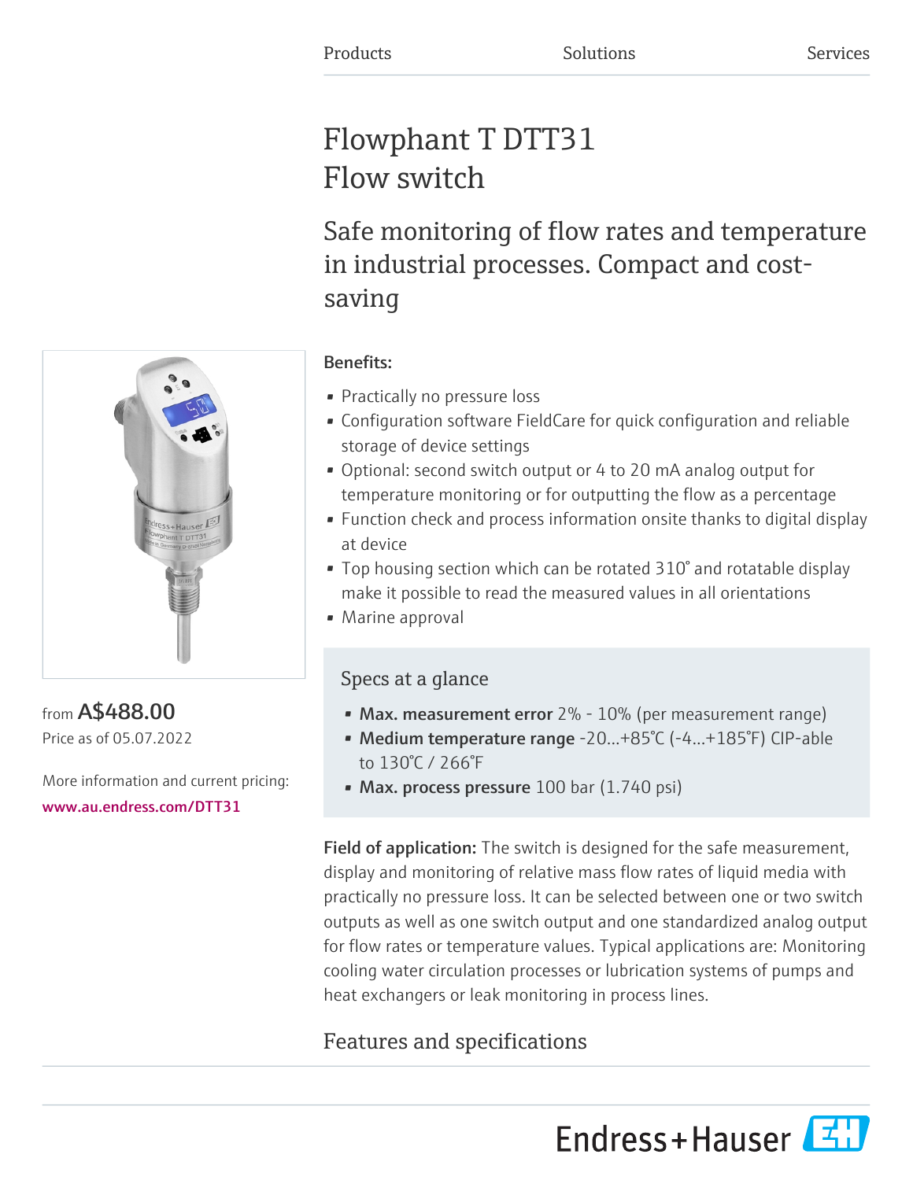Products Solutions Services

# Flowphant T DTT31
# Flow switch

## Safe monitoring of flow rates and temperature in industrial processes. Compact and cost-saving

from **A$488.00**
Price as of 05.07.2022

More information and current pricing:
www.au.endress.com/DTT31

**Benefits:**

- Practically no pressure loss
- Configuration software FieldCare for quick configuration and reliable storage of device settings
- Optional: second switch output or 4 to 20 mA analog output for temperature monitoring or for outputting the flow as a percentage
- Function check and process information onsite thanks to digital display at device
- Top housing section which can be rotated 310° and rotatable display make it possible to read the measured values in all orientations
- Marine approval

### Specs at a glance

- **Max. measurement error** 2% - 10% (per measurement range)
- **Medium temperature range** -20...+85°C (-4...+185°F) CIP-able to 130°C / 266°F
- **Max. process pressure** 100 bar (1.740 psi)

**Field of application:** The switch is designed for the safe measurement, display and monitoring of relative mass flow rates of liquid media with practically no pressure loss. It can be selected between one or two switch outputs as well as one switch output and one standardized analog output for flow rates or temperature values. Typical applications are: Monitoring cooling water circulation processes or lubrication systems of pumps and heat exchangers or leak monitoring in process lines.

## Features and specifications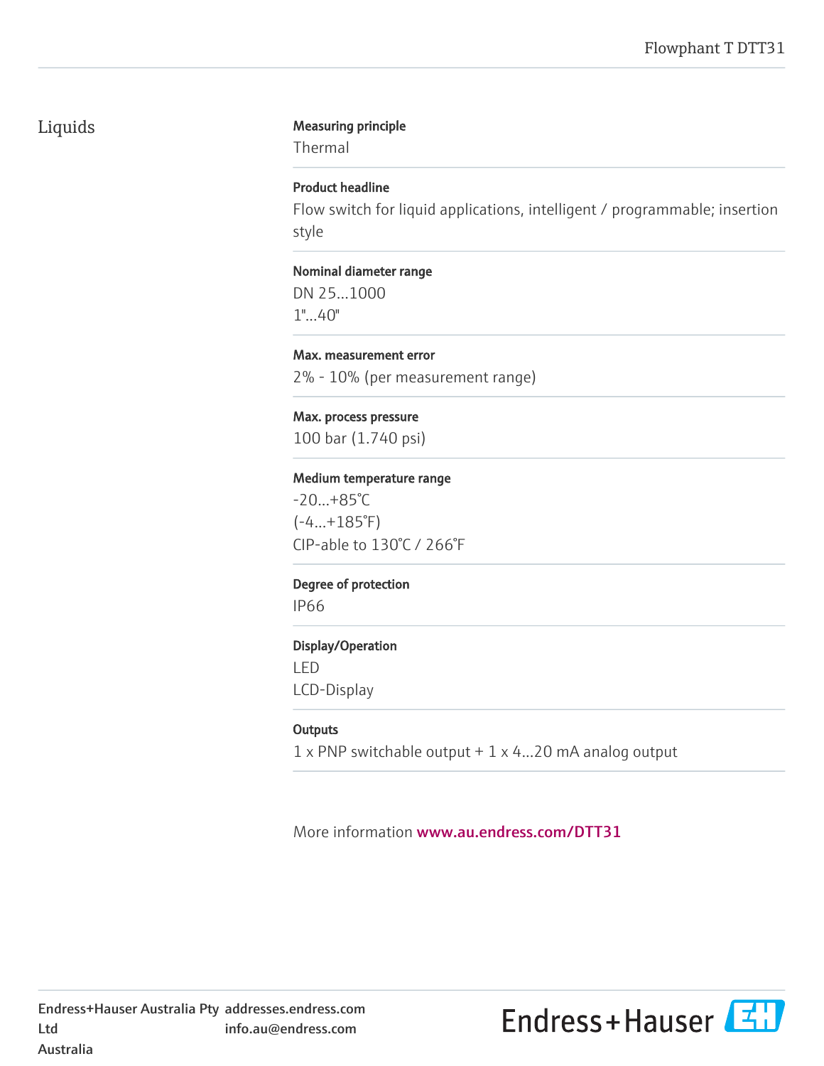## Liquids

**Measuring principle**

Thermal

**Product headline**

Flow switch for liquid applications, intelligent / programmable; insertion style

**Nominal diameter range**

DN 25...1000
1"...40"

**Max. measurement error**

2% - 10% (per measurement range)

**Max. process pressure**

100 bar (1.740 psi)

**Medium temperature range**

-20...+85°C
(-4...+185°F)
CIP-able to 130°C / 266°F

**Degree of protection**

IP66

**Display/Operation**

LED
LCD-Display

**Outputs**

1 x PNP switchable output + 1 x 4...20 mA analog output

More information www.au.endress.com/DTT31

Endress+Hauser Australia Pty Ltd
Australia

addresses.endress.com
info.au@endress.com